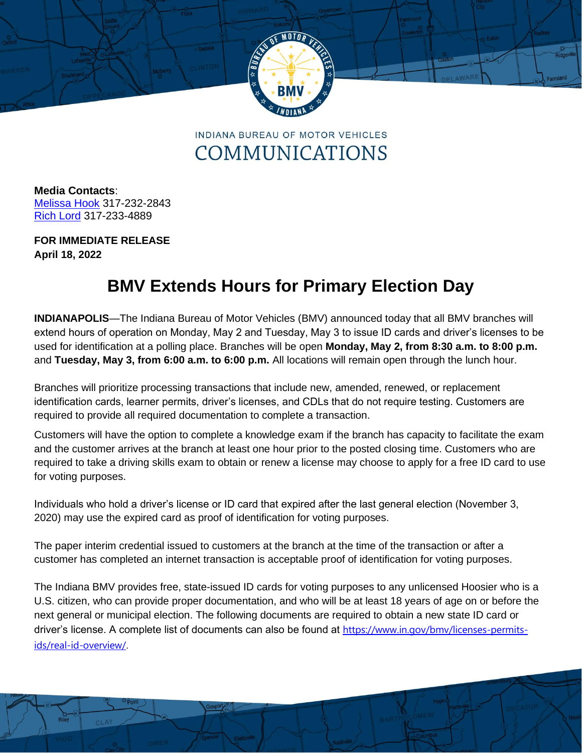INDIANA BUREAU OF MOTOR VEHICLES
COMMUNICATIONS

**Media Contacts**:
Melissa Hook 317-232-2843
Rich Lord 317-233-4889

**FOR IMMEDIATE RELEASE**
**April 18, 2022**

# BMV Extends Hours for Primary Election Day

**INDIANAPOLIS**—The Indiana Bureau of Motor Vehicles (BMV) announced today that all BMV branches will extend hours of operation on Monday, May 2 and Tuesday, May 3 to issue ID cards and driver's licenses to be used for identification at a polling place. Branches will be open **Monday, May 2, from 8:30 a.m. to 8:00 p.m.** and **Tuesday, May 3, from 6:00 a.m. to 6:00 p.m.** All locations will remain open through the lunch hour.

Branches will prioritize processing transactions that include new, amended, renewed, or replacement identification cards, learner permits, driver's licenses, and CDLs that do not require testing. Customers are required to provide all required documentation to complete a transaction.

Customers will have the option to complete a knowledge exam if the branch has capacity to facilitate the exam and the customer arrives at the branch at least one hour prior to the posted closing time. Customers who are required to take a driving skills exam to obtain or renew a license may choose to apply for a free ID card to use for voting purposes.

Individuals who hold a driver's license or ID card that expired after the last general election (November 3, 2020) may use the expired card as proof of identification for voting purposes.

The paper interim credential issued to customers at the branch at the time of the transaction or after a customer has completed an internet transaction is acceptable proof of identification for voting purposes.

The Indiana BMV provides free, state-issued ID cards for voting purposes to any unlicensed Hoosier who is a U.S. citizen, who can provide proper documentation, and who will be at least 18 years of age on or before the next general or municipal election. The following documents are required to obtain a new state ID card or driver's license. A complete list of documents can also be found at https://www.in.gov/bmv/licenses-permits-ids/real-id-overview/.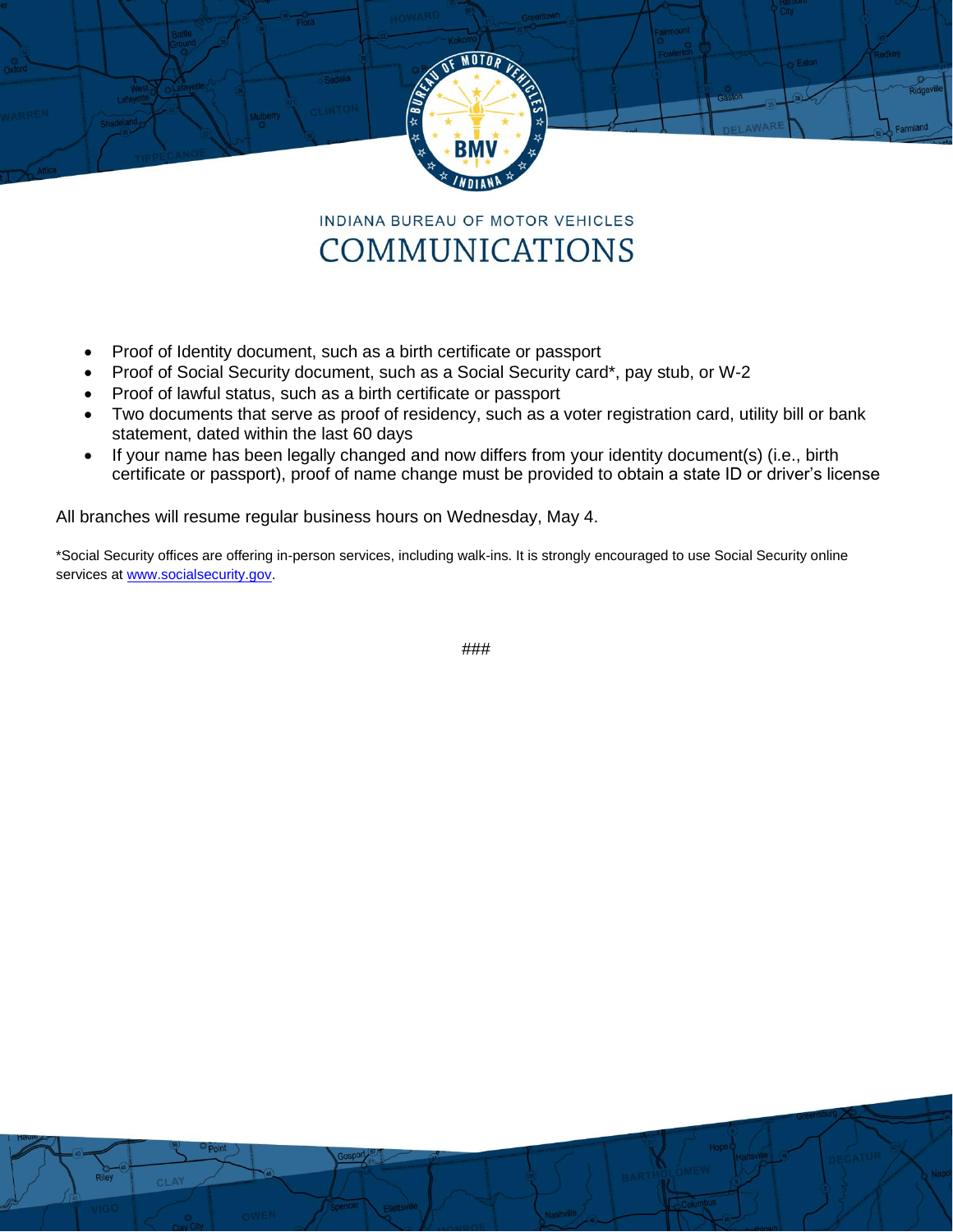INDIANA BUREAU OF MOTOR VEHICLES

# COMMUNICATIONS

- Proof of Identity document, such as a birth certificate or passport
- Proof of Social Security document, such as a Social Security card*, pay stub, or W-2
- Proof of lawful status, such as a birth certificate or passport
- Two documents that serve as proof of residency, such as a voter registration card, utility bill or bank statement, dated within the last 60 days
- If your name has been legally changed and now differs from your identity document(s) (i.e., birth certificate or passport), proof of name change must be provided to obtain a state ID or driver's license

All branches will resume regular business hours on Wednesday, May 4.

*Social Security offices are offering in-person services, including walk-ins. It is strongly encouraged to use Social Security online services at www.socialsecurity.gov.

###